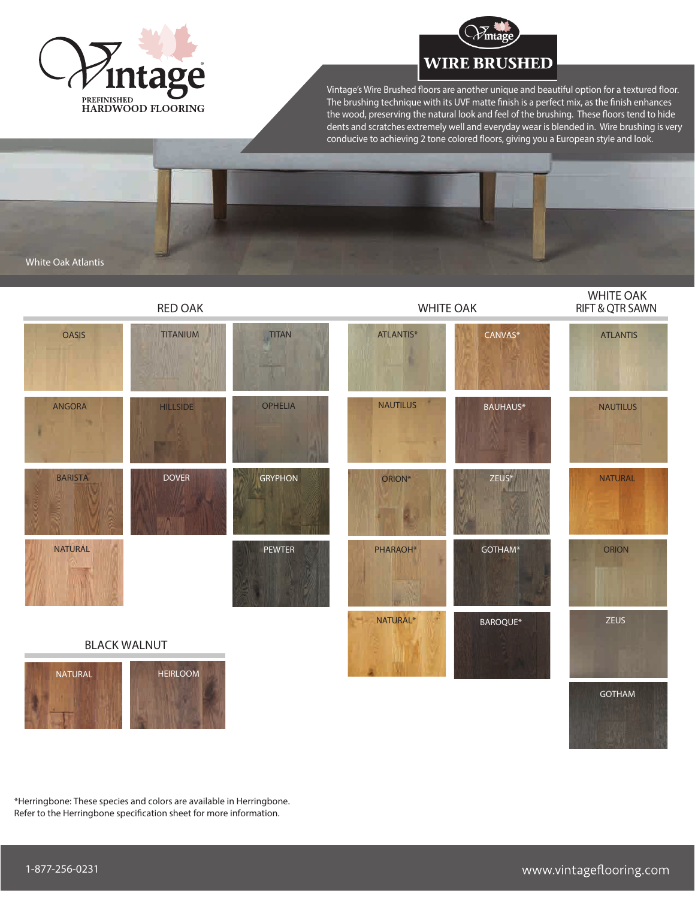# Vintage

PREFINISHED
HARDWOOD FLOORING

## WIRE BRUSHED

Vintage's Wire Brushed floors are another unique and beautiful option for a textured floor. The brushing technique with its UVF matte finish is a perfect mix, as the finish enhances the wood, preserving the natural look and feel of the brushing. These floors tend to hide dents and scratches extremely well and everyday wear is blended in. Wire brushing is very conducive to achieving 2 tone colored floors, giving you a European style and look.

White Oak Atlantis

### RED OAK

- OASIS
- TITANIUM
- TITAN
- ANGORA
- HILLSIDE
- OPHELIA
- BARISTA
- DOVER
- GRYPHON
- NATURAL
- PEWTER

### WHITE OAK

- ATLANTIS*
- CANVAS*
- NAUTILUS
- BAUHAUS*
- ORION*
- ZEUS*
- PHARAOH*
- GOTHAM*
- NATURAL*
- BAROQUE*

### WHITE OAK RIFT & QTR SAWN

- ATLANTIS
- NAUTILUS
- NATURAL
- ORION
- ZEUS
- GOTHAM

### BLACK WALNUT

- NATURAL
- HEIRLOOM

*Herringbone: These species and colors are available in Herringbone.
Refer to the Herringbone specification sheet for more information.

1-877-256-0231

www.vintageflooring.com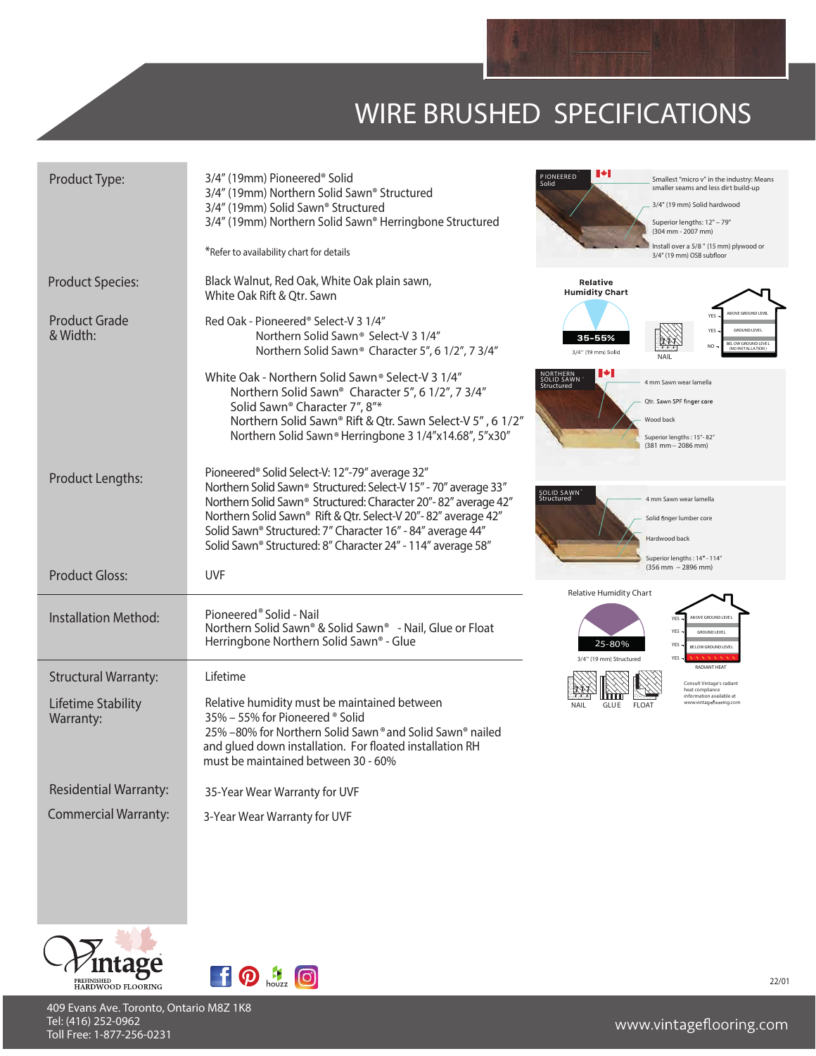# WIRE BRUSHED SPECIFICATIONS

| | |
|---|---|
| Product Type: | 3/4″ (19mm) Pioneered® Solid<br>3/4″ (19mm) Northern Solid Sawn® Structured<br>3/4″ (19mm) Solid Sawn® Structured<br>3/4″ (19mm) Northern Solid Sawn® Herringbone Structured<br><br>*Refer to availability chart for details |
| Product Species: | Black Walnut, Red Oak, White Oak plain sawn,<br>White Oak Rift & Qtr. Sawn |
| Product Grade & Width: | Red Oak - Pioneered® Select-V 3 1/4″<br>Northern Solid Sawn® Select-V 3 1/4″<br>Northern Solid Sawn® Character 5″, 6 1/2″, 7 3/4″<br><br>White Oak - Northern Solid Sawn® Select-V 3 1/4″<br>Northern Solid Sawn® Character 5″, 6 1/2″, 7 3/4″<br>Solid Sawn® Character 7″, 8″*<br>Northern Solid Sawn® Rift & Qtr. Sawn Select-V 5″ , 6 1/2″<br>Northern Solid Sawn® Herringbone 3 1/4″x14.68″, 5″x30″ |
| Product Lengths: | Pioneered® Solid Select-V: 12″-79″ average 32″<br>Northern Solid Sawn® Structured: Select-V 15″ - 70″ average 33″<br>Northern Solid Sawn® Structured: Character 20″- 82″ average 42″<br>Northern Solid Sawn® Rift & Qtr. Select-V 20″- 82″ average 42″<br>Solid Sawn® Structured: 7″ Character 16″ - 84″ average 44″<br>Solid Sawn® Structured: 8″ Character 24″ - 114″ average 58″ |
| Product Gloss: | UVF |
| Installation Method: | Pioneered® Solid - Nail<br>Northern Solid Sawn® & Solid Sawn® - Nail, Glue or Float<br>Herringbone Northern Solid Sawn® - Glue |
| Structural Warranty: | Lifetime |
| Lifetime Stability Warranty: | Relative humidity must be maintained between<br>35% – 55% for Pioneered® Solid<br>25% –80% for Northern Solid Sawn® and Solid Sawn® nailed and glued down installation. For floated installation RH must be maintained between 30 - 60% |
| Residential Warranty: | 35-Year Wear Warranty for UVF |
| Commercial Warranty: | 3-Year Wear Warranty for UVF |

PIONEERED Solid
- Smallest "micro v" in the industry: Means smaller seams and less dirt build-up
- 3/4" (19 mm) Solid hardwood
- Superior lengths: 12" – 79" (304 mm - 2007 mm)
- Install over a 5/8" (15 mm) plywood or 3/4" (19 mm) OSB subfloor

Relative Humidity Chart
35-55%
3/4" (19 mm) Solid
NAIL
YES – ABOVE GROUND LEVEL
YES – GROUND LEVEL
NO – BELOW GROUND LEVEL (NO INSTALLATION)

NORTHERN SOLID SAWN Structured
- 4 mm Sawn wear lamella
- Qtr. Sawn SPF finger core
- Wood back
- Superior lengths: 15"- 82" (381 mm – 2086 mm)

SOLID SAWN Structured
- 4 mm Sawn wear lamella
- Solid finger lumber core
- Hardwood back
- Superior lengths: 14" - 114" (356 mm – 2896 mm)

Relative Humidity Chart
25-80%
3/4" (19 mm) Structured
NAIL GLUE FLOAT
YES – ABOVE GROUND LEVEL
YES – GROUND LEVEL
YES – BELOW GROUND LEVEL
YES – RADIANT HEAT

Consult Vintage's radiant heat compliance information available at www.vintageflooring.com

Vintage PREFINISHED HARDWOOD FLOORING

22/01

409 Evans Ave. Toronto, Ontario M8Z 1K8
Tel: (416) 252-0962
Toll Free: 1-877-256-0231

www.vintageflooring.com